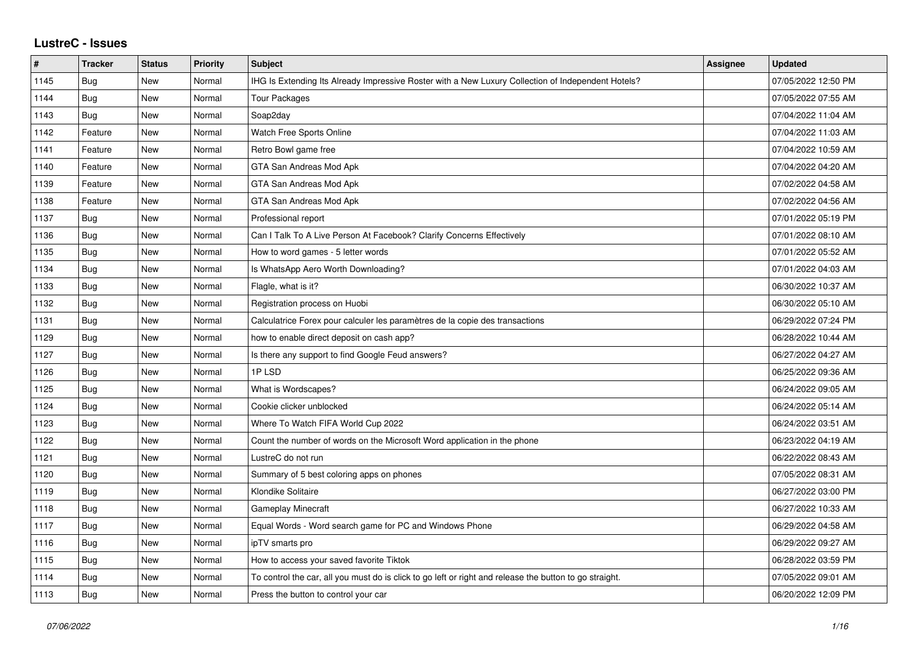# LustreC - Issues

| # | Tracker | Status | Priority | Subject | Assignee | Updated |
|---|---|---|---|---|---|---|
| 1145 | Bug | New | Normal | IHG Is Extending Its Already Impressive Roster with a New Luxury Collection of Independent Hotels? | | 07/05/2022 12:50 PM |
| 1144 | Bug | New | Normal | Tour Packages | | 07/05/2022 07:55 AM |
| 1143 | Bug | New | Normal | Soap2day | | 07/04/2022 11:04 AM |
| 1142 | Feature | New | Normal | Watch Free Sports Online | | 07/04/2022 11:03 AM |
| 1141 | Feature | New | Normal | Retro Bowl game free | | 07/04/2022 10:59 AM |
| 1140 | Feature | New | Normal | GTA San Andreas Mod Apk | | 07/04/2022 04:20 AM |
| 1139 | Feature | New | Normal | GTA San Andreas Mod Apk | | 07/02/2022 04:58 AM |
| 1138 | Feature | New | Normal | GTA San Andreas Mod Apk | | 07/02/2022 04:56 AM |
| 1137 | Bug | New | Normal | Professional report | | 07/01/2022 05:19 PM |
| 1136 | Bug | New | Normal | Can I Talk To A Live Person At Facebook? Clarify Concerns Effectively | | 07/01/2022 08:10 AM |
| 1135 | Bug | New | Normal | How to word games - 5 letter words | | 07/01/2022 05:52 AM |
| 1134 | Bug | New | Normal | Is WhatsApp Aero Worth Downloading? | | 07/01/2022 04:03 AM |
| 1133 | Bug | New | Normal | Flagle, what is it? | | 06/30/2022 10:37 AM |
| 1132 | Bug | New | Normal | Registration process on Huobi | | 06/30/2022 05:10 AM |
| 1131 | Bug | New | Normal | Calculatrice Forex pour calculer les paramètres de la copie des transactions | | 06/29/2022 07:24 PM |
| 1129 | Bug | New | Normal | how to enable direct deposit on cash app? | | 06/28/2022 10:44 AM |
| 1127 | Bug | New | Normal | Is there any support to find Google Feud answers? | | 06/27/2022 04:27 AM |
| 1126 | Bug | New | Normal | 1P LSD | | 06/25/2022 09:36 AM |
| 1125 | Bug | New | Normal | What is Wordscapes? | | 06/24/2022 09:05 AM |
| 1124 | Bug | New | Normal | Cookie clicker unblocked | | 06/24/2022 05:14 AM |
| 1123 | Bug | New | Normal | Where To Watch FIFA World Cup 2022 | | 06/24/2022 03:51 AM |
| 1122 | Bug | New | Normal | Count the number of words on the Microsoft Word application in the phone | | 06/23/2022 04:19 AM |
| 1121 | Bug | New | Normal | LustreC do not run | | 06/22/2022 08:43 AM |
| 1120 | Bug | New | Normal | Summary of 5 best coloring apps on phones | | 07/05/2022 08:31 AM |
| 1119 | Bug | New | Normal | Klondike Solitaire | | 06/27/2022 03:00 PM |
| 1118 | Bug | New | Normal | Gameplay Minecraft | | 06/27/2022 10:33 AM |
| 1117 | Bug | New | Normal | Equal Words - Word search game for PC and Windows Phone | | 06/29/2022 04:58 AM |
| 1116 | Bug | New | Normal | ipTV smarts pro | | 06/29/2022 09:27 AM |
| 1115 | Bug | New | Normal | How to access your saved favorite Tiktok | | 06/28/2022 03:59 PM |
| 1114 | Bug | New | Normal | To control the car, all you must do is click to go left or right and release the button to go straight. | | 07/05/2022 09:01 AM |
| 1113 | Bug | New | Normal | Press the button to control your car | | 06/20/2022 12:09 PM |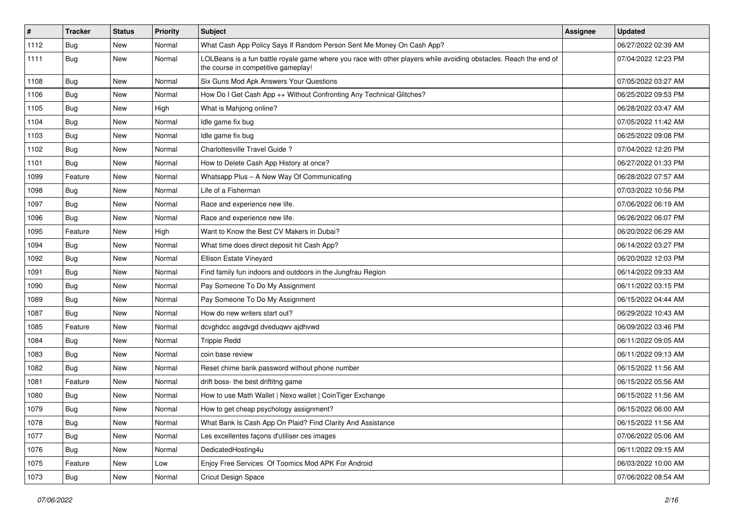| # | Tracker | Status | Priority | Subject | Assignee | Updated |
| --- | --- | --- | --- | --- | --- | --- |
| 1112 | Bug | New | Normal | What Cash App Policy Says If Random Person Sent Me Money On Cash App? | | 06/27/2022 02:39 AM |
| 1111 | Bug | New | Normal | LOLBeans is a fun battle royale game where you race with other players while avoiding obstacles. Reach the end of the course in competitive gameplay! | | 07/04/2022 12:23 PM |
| 1108 | Bug | New | Normal | Six Guns Mod Apk Answers Your Questions | | 07/05/2022 03:27 AM |
| 1106 | Bug | New | Normal | How Do I Get Cash App ++ Without Confronting Any Technical Glitches? | | 06/25/2022 09:53 PM |
| 1105 | Bug | New | High | What is Mahjong online? | | 06/28/2022 03:47 AM |
| 1104 | Bug | New | Normal | Idle game fix bug | | 07/05/2022 11:42 AM |
| 1103 | Bug | New | Normal | Idle game fix bug | | 06/25/2022 09:08 PM |
| 1102 | Bug | New | Normal | Charlottesville Travel Guide ? | | 07/04/2022 12:20 PM |
| 1101 | Bug | New | Normal | How to Delete Cash App History at once? | | 06/27/2022 01:33 PM |
| 1099 | Feature | New | Normal | Whatsapp Plus – A New Way Of Communicating | | 06/28/2022 07:57 AM |
| 1098 | Bug | New | Normal | Life of a Fisherman | | 07/03/2022 10:56 PM |
| 1097 | Bug | New | Normal | Race and experience new life. | | 07/06/2022 06:19 AM |
| 1096 | Bug | New | Normal | Race and experience new life. | | 06/26/2022 06:07 PM |
| 1095 | Feature | New | High | Want to Know the Best CV Makers in Dubai? | | 06/20/2022 06:29 AM |
| 1094 | Bug | New | Normal | What time does direct deposit hit Cash App? | | 06/14/2022 03:27 PM |
| 1092 | Bug | New | Normal | Ellison Estate Vineyard | | 06/20/2022 12:03 PM |
| 1091 | Bug | New | Normal | Find family fun indoors and outdoors in the Jungfrau Region | | 06/14/2022 09:33 AM |
| 1090 | Bug | New | Normal | Pay Someone To Do My Assignment | | 06/11/2022 03:15 PM |
| 1089 | Bug | New | Normal | Pay Someone To Do My Assignment | | 06/15/2022 04:44 AM |
| 1087 | Bug | New | Normal | How do new writers start out? | | 06/29/2022 10:43 AM |
| 1085 | Feature | New | Normal | dcvghdcc asgdvgd dveduqwv ajdhvwd | | 06/09/2022 03:46 PM |
| 1084 | Bug | New | Normal | Trippie Redd | | 06/11/2022 09:05 AM |
| 1083 | Bug | New | Normal | coin base review | | 06/11/2022 09:13 AM |
| 1082 | Bug | New | Normal | Reset chime bank password without phone number | | 06/15/2022 11:56 AM |
| 1081 | Feature | New | Normal | drift boss- the best driftitng game | | 06/15/2022 05:56 AM |
| 1080 | Bug | New | Normal | How to use Math Wallet \| Nexo wallet \| CoinTiger Exchange | | 06/15/2022 11:56 AM |
| 1079 | Bug | New | Normal | How to get cheap psychology assignment? | | 06/15/2022 06:00 AM |
| 1078 | Bug | New | Normal | What Bank Is Cash App On Plaid? Find Clarity And Assistance | | 06/15/2022 11:56 AM |
| 1077 | Bug | New | Normal | Les excellentes façons d'utiliser ces images | | 07/06/2022 05:06 AM |
| 1076 | Bug | New | Normal | DedicatedHosting4u | | 06/11/2022 09:15 AM |
| 1075 | Feature | New | Low | Enjoy Free Services Of Toomics Mod APK For Android | | 06/03/2022 10:00 AM |
| 1073 | Bug | New | Normal | Cricut Design Space | | 07/06/2022 08:54 AM |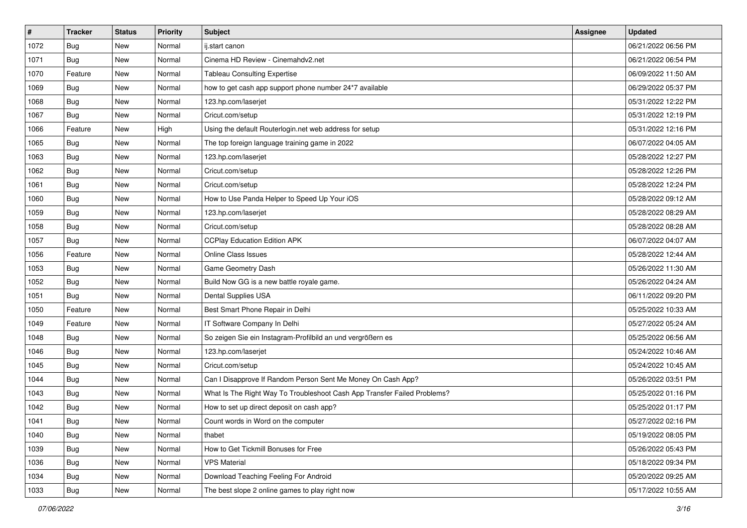| # | Tracker | Status | Priority | Subject | Assignee | Updated |
|---|---|---|---|---|---|---|
| 1072 | Bug | New | Normal | ij.start canon | | 06/21/2022 06:56 PM |
| 1071 | Bug | New | Normal | Cinema HD Review - Cinemahdv2.net | | 06/21/2022 06:54 PM |
| 1070 | Feature | New | Normal | Tableau Consulting Expertise | | 06/09/2022 11:50 AM |
| 1069 | Bug | New | Normal | how to get cash app support phone number 24*7 available | | 06/29/2022 05:37 PM |
| 1068 | Bug | New | Normal | 123.hp.com/laserjet | | 05/31/2022 12:22 PM |
| 1067 | Bug | New | Normal | Cricut.com/setup | | 05/31/2022 12:19 PM |
| 1066 | Feature | New | High | Using the default Routerlogin.net web address for setup | | 05/31/2022 12:16 PM |
| 1065 | Bug | New | Normal | The top foreign language training game in 2022 | | 06/07/2022 04:05 AM |
| 1063 | Bug | New | Normal | 123.hp.com/laserjet | | 05/28/2022 12:27 PM |
| 1062 | Bug | New | Normal | Cricut.com/setup | | 05/28/2022 12:26 PM |
| 1061 | Bug | New | Normal | Cricut.com/setup | | 05/28/2022 12:24 PM |
| 1060 | Bug | New | Normal | How to Use Panda Helper to Speed Up Your iOS | | 05/28/2022 09:12 AM |
| 1059 | Bug | New | Normal | 123.hp.com/laserjet | | 05/28/2022 08:29 AM |
| 1058 | Bug | New | Normal | Cricut.com/setup | | 05/28/2022 08:28 AM |
| 1057 | Bug | New | Normal | CCPlay Education Edition APK | | 06/07/2022 04:07 AM |
| 1056 | Feature | New | Normal | Online Class Issues | | 05/28/2022 12:44 AM |
| 1053 | Bug | New | Normal | Game Geometry Dash | | 05/26/2022 11:30 AM |
| 1052 | Bug | New | Normal | Build Now GG is a new battle royale game. | | 05/26/2022 04:24 AM |
| 1051 | Bug | New | Normal | Dental Supplies USA | | 06/11/2022 09:20 PM |
| 1050 | Feature | New | Normal | Best Smart Phone Repair in Delhi | | 05/25/2022 10:33 AM |
| 1049 | Feature | New | Normal | IT Software Company In Delhi | | 05/27/2022 05:24 AM |
| 1048 | Bug | New | Normal | So zeigen Sie ein Instagram-Profilbild an und vergrößern es | | 05/25/2022 06:56 AM |
| 1046 | Bug | New | Normal | 123.hp.com/laserjet | | 05/24/2022 10:46 AM |
| 1045 | Bug | New | Normal | Cricut.com/setup | | 05/24/2022 10:45 AM |
| 1044 | Bug | New | Normal | Can I Disapprove If Random Person Sent Me Money On Cash App? | | 05/26/2022 03:51 PM |
| 1043 | Bug | New | Normal | What Is The Right Way To Troubleshoot Cash App Transfer Failed Problems? | | 05/25/2022 01:16 PM |
| 1042 | Bug | New | Normal | How to set up direct deposit on cash app? | | 05/25/2022 01:17 PM |
| 1041 | Bug | New | Normal | Count words in Word on the computer | | 05/27/2022 02:16 PM |
| 1040 | Bug | New | Normal | thabet | | 05/19/2022 08:05 PM |
| 1039 | Bug | New | Normal | How to Get Tickmill Bonuses for Free | | 05/26/2022 05:43 PM |
| 1036 | Bug | New | Normal | VPS Material | | 05/18/2022 09:34 PM |
| 1034 | Bug | New | Normal | Download Teaching Feeling For Android | | 05/20/2022 09:25 AM |
| 1033 | Bug | New | Normal | The best slope 2 online games to play right now | | 05/17/2022 10:55 AM |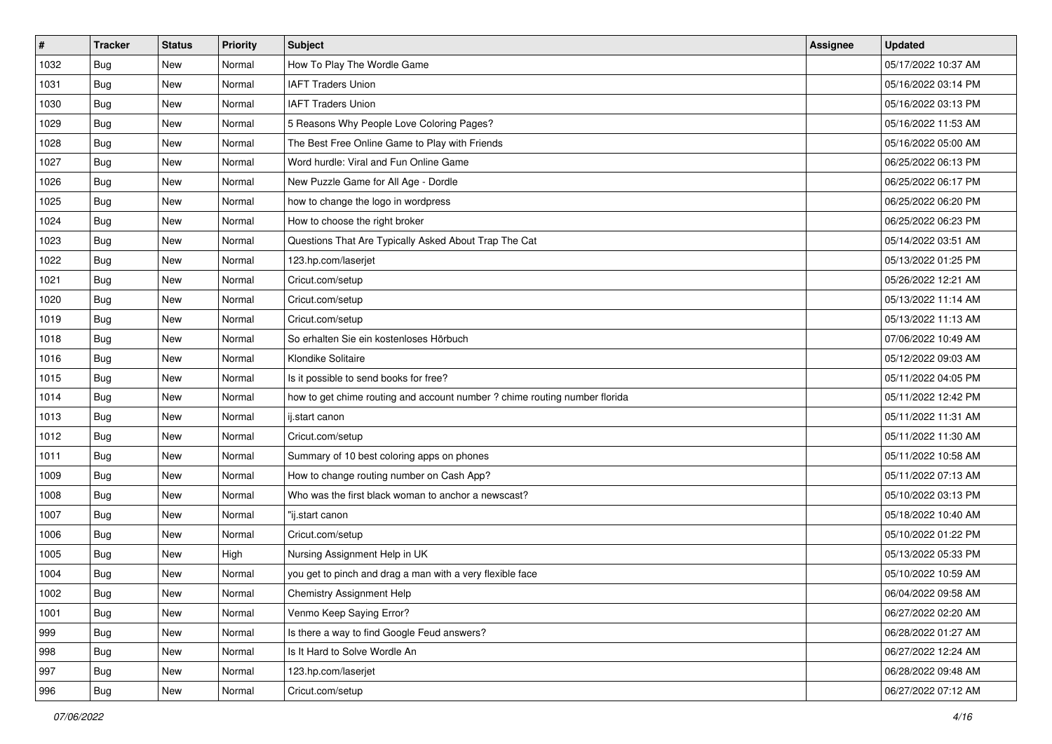| # | Tracker | Status | Priority | Subject | Assignee | Updated |
|---|---|---|---|---|---|---|
| 1032 | Bug | New | Normal | How To Play The Wordle Game | | 05/17/2022 10:37 AM |
| 1031 | Bug | New | Normal | IAFT Traders Union | | 05/16/2022 03:14 PM |
| 1030 | Bug | New | Normal | IAFT Traders Union | | 05/16/2022 03:13 PM |
| 1029 | Bug | New | Normal | 5 Reasons Why People Love Coloring Pages? | | 05/16/2022 11:53 AM |
| 1028 | Bug | New | Normal | The Best Free Online Game to Play with Friends | | 05/16/2022 05:00 AM |
| 1027 | Bug | New | Normal | Word hurdle: Viral and Fun Online Game | | 06/25/2022 06:13 PM |
| 1026 | Bug | New | Normal | New Puzzle Game for All Age - Dordle | | 06/25/2022 06:17 PM |
| 1025 | Bug | New | Normal | how to change the logo in wordpress | | 06/25/2022 06:20 PM |
| 1024 | Bug | New | Normal | How to choose the right broker | | 06/25/2022 06:23 PM |
| 1023 | Bug | New | Normal | Questions That Are Typically Asked About Trap The Cat | | 05/14/2022 03:51 AM |
| 1022 | Bug | New | Normal | 123.hp.com/laserjet | | 05/13/2022 01:25 PM |
| 1021 | Bug | New | Normal | Cricut.com/setup | | 05/26/2022 12:21 AM |
| 1020 | Bug | New | Normal | Cricut.com/setup | | 05/13/2022 11:14 AM |
| 1019 | Bug | New | Normal | Cricut.com/setup | | 05/13/2022 11:13 AM |
| 1018 | Bug | New | Normal | So erhalten Sie ein kostenloses Hörbuch | | 07/06/2022 10:49 AM |
| 1016 | Bug | New | Normal | Klondike Solitaire | | 05/12/2022 09:03 AM |
| 1015 | Bug | New | Normal | Is it possible to send books for free? | | 05/11/2022 04:05 PM |
| 1014 | Bug | New | Normal | how to get chime routing and account number ? chime routing number florida | | 05/11/2022 12:42 PM |
| 1013 | Bug | New | Normal | ij.start canon | | 05/11/2022 11:31 AM |
| 1012 | Bug | New | Normal | Cricut.com/setup | | 05/11/2022 11:30 AM |
| 1011 | Bug | New | Normal | Summary of 10 best coloring apps on phones | | 05/11/2022 10:58 AM |
| 1009 | Bug | New | Normal | How to change routing number on Cash App? | | 05/11/2022 07:13 AM |
| 1008 | Bug | New | Normal | Who was the first black woman to anchor a newscast? | | 05/10/2022 03:13 PM |
| 1007 | Bug | New | Normal | "ij.start canon | | 05/18/2022 10:40 AM |
| 1006 | Bug | New | Normal | Cricut.com/setup | | 05/10/2022 01:22 PM |
| 1005 | Bug | New | High | Nursing Assignment Help in UK | | 05/13/2022 05:33 PM |
| 1004 | Bug | New | Normal | you get to pinch and drag a man with a very flexible face | | 05/10/2022 10:59 AM |
| 1002 | Bug | New | Normal | Chemistry Assignment Help | | 06/04/2022 09:58 AM |
| 1001 | Bug | New | Normal | Venmo Keep Saying Error? | | 06/27/2022 02:20 AM |
| 999 | Bug | New | Normal | Is there a way to find Google Feud answers? | | 06/28/2022 01:27 AM |
| 998 | Bug | New | Normal | Is It Hard to Solve Wordle An | | 06/27/2022 12:24 AM |
| 997 | Bug | New | Normal | 123.hp.com/laserjet | | 06/28/2022 09:48 AM |
| 996 | Bug | New | Normal | Cricut.com/setup | | 06/27/2022 07:12 AM |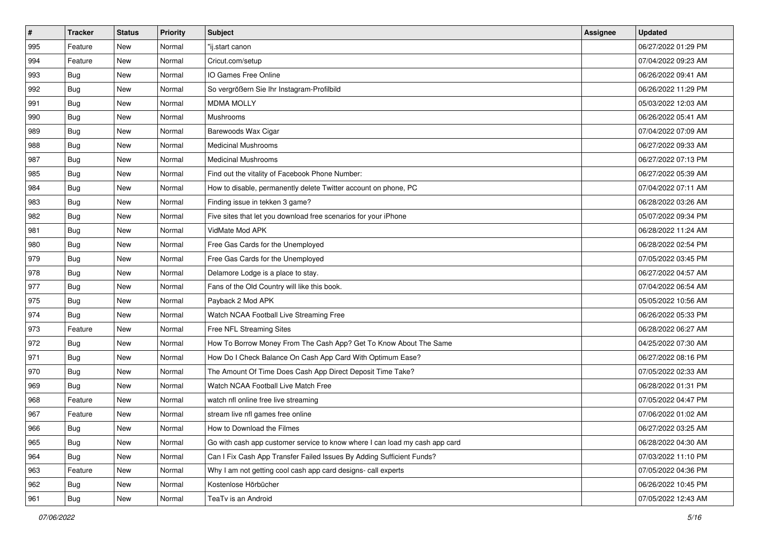| # | Tracker | Status | Priority | Subject | Assignee | Updated |
|---|---|---|---|---|---|---|
| 995 | Feature | New | Normal | "ij.start canon | | 06/27/2022 01:29 PM |
| 994 | Feature | New | Normal | Cricut.com/setup | | 07/04/2022 09:23 AM |
| 993 | Bug | New | Normal | IO Games Free Online | | 06/26/2022 09:41 AM |
| 992 | Bug | New | Normal | So vergrößern Sie Ihr Instagram-Profilbild | | 06/26/2022 11:29 PM |
| 991 | Bug | New | Normal | MDMA MOLLY | | 05/03/2022 12:03 AM |
| 990 | Bug | New | Normal | Mushrooms | | 06/26/2022 05:41 AM |
| 989 | Bug | New | Normal | Barewoods Wax Cigar | | 07/04/2022 07:09 AM |
| 988 | Bug | New | Normal | Medicinal Mushrooms | | 06/27/2022 09:33 AM |
| 987 | Bug | New | Normal | Medicinal Mushrooms | | 06/27/2022 07:13 PM |
| 985 | Bug | New | Normal | Find out the vitality of Facebook Phone Number: | | 06/27/2022 05:39 AM |
| 984 | Bug | New | Normal | How to disable, permanently delete Twitter account on phone, PC | | 07/04/2022 07:11 AM |
| 983 | Bug | New | Normal | Finding issue in tekken 3 game? | | 06/28/2022 03:26 AM |
| 982 | Bug | New | Normal | Five sites that let you download free scenarios for your iPhone | | 05/07/2022 09:34 PM |
| 981 | Bug | New | Normal | VidMate Mod APK | | 06/28/2022 11:24 AM |
| 980 | Bug | New | Normal | Free Gas Cards for the Unemployed | | 06/28/2022 02:54 PM |
| 979 | Bug | New | Normal | Free Gas Cards for the Unemployed | | 07/05/2022 03:45 PM |
| 978 | Bug | New | Normal | Delamore Lodge is a place to stay. | | 06/27/2022 04:57 AM |
| 977 | Bug | New | Normal | Fans of the Old Country will like this book. | | 07/04/2022 06:54 AM |
| 975 | Bug | New | Normal | Payback 2 Mod APK | | 05/05/2022 10:56 AM |
| 974 | Bug | New | Normal | Watch NCAA Football Live Streaming Free | | 06/26/2022 05:33 PM |
| 973 | Feature | New | Normal | Free NFL Streaming Sites | | 06/28/2022 06:27 AM |
| 972 | Bug | New | Normal | How To Borrow Money From The Cash App? Get To Know About The Same | | 04/25/2022 07:30 AM |
| 971 | Bug | New | Normal | How Do I Check Balance On Cash App Card With Optimum Ease? | | 06/27/2022 08:16 PM |
| 970 | Bug | New | Normal | The Amount Of Time Does Cash App Direct Deposit Time Take? | | 07/05/2022 02:33 AM |
| 969 | Bug | New | Normal | Watch NCAA Football Live Match Free | | 06/28/2022 01:31 PM |
| 968 | Feature | New | Normal | watch nfl online free live streaming | | 07/05/2022 04:47 PM |
| 967 | Feature | New | Normal | stream live nfl games free online | | 07/06/2022 01:02 AM |
| 966 | Bug | New | Normal | How to Download the Filmes | | 06/27/2022 03:25 AM |
| 965 | Bug | New | Normal | Go with cash app customer service to know where I can load my cash app card | | 06/28/2022 04:30 AM |
| 964 | Bug | New | Normal | Can I Fix Cash App Transfer Failed Issues By Adding Sufficient Funds? | | 07/03/2022 11:10 PM |
| 963 | Feature | New | Normal | Why I am not getting cool cash app card designs- call experts | | 07/05/2022 04:36 PM |
| 962 | Bug | New | Normal | Kostenlose Hörbücher | | 06/26/2022 10:45 PM |
| 961 | Bug | New | Normal | TeaTv is an Android | | 07/05/2022 12:43 AM |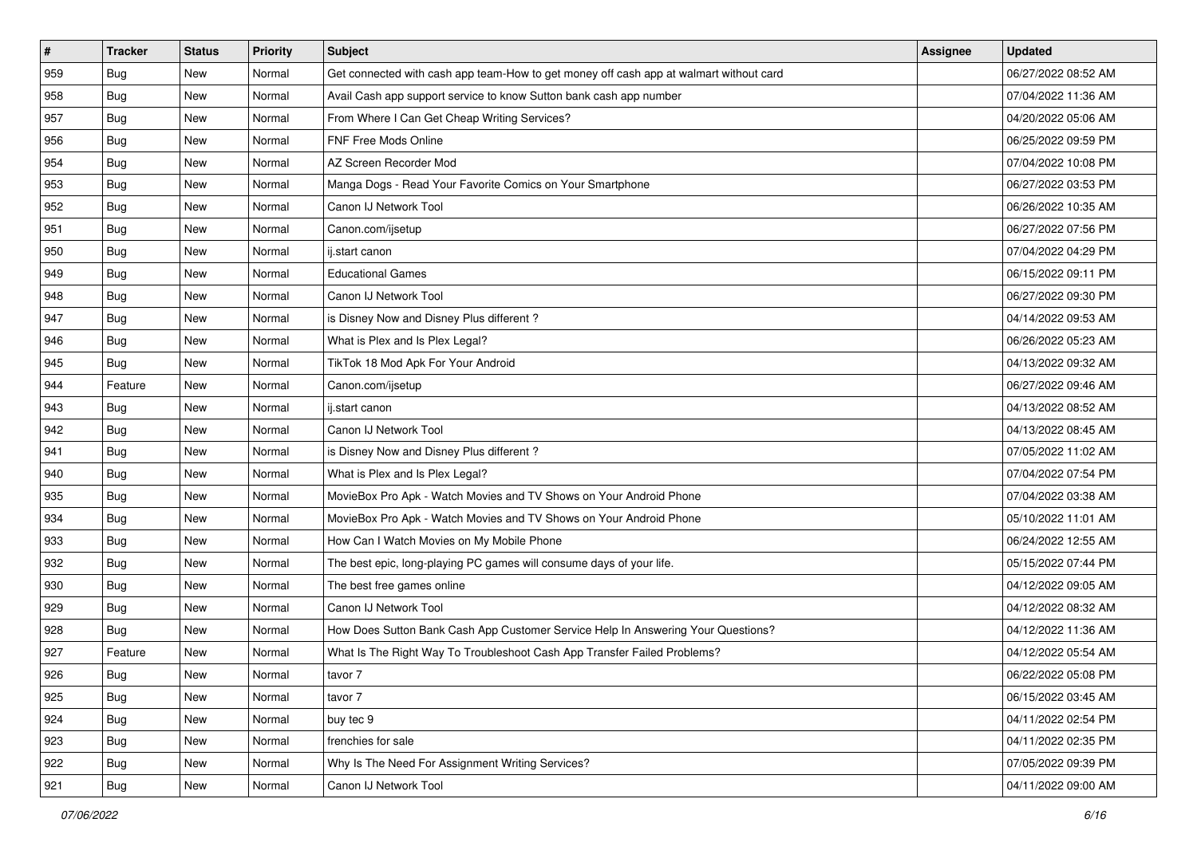| # | Tracker | Status | Priority | Subject | Assignee | Updated |
|---|---|---|---|---|---|---|
| 959 | Bug | New | Normal | Get connected with cash app team-How to get money off cash app at walmart without card | | 06/27/2022 08:52 AM |
| 958 | Bug | New | Normal | Avail Cash app support service to know Sutton bank cash app number | | 07/04/2022 11:36 AM |
| 957 | Bug | New | Normal | From Where I Can Get Cheap Writing Services? | | 04/20/2022 05:06 AM |
| 956 | Bug | New | Normal | FNF Free Mods Online | | 06/25/2022 09:59 PM |
| 954 | Bug | New | Normal | AZ Screen Recorder Mod | | 07/04/2022 10:08 PM |
| 953 | Bug | New | Normal | Manga Dogs - Read Your Favorite Comics on Your Smartphone | | 06/27/2022 03:53 PM |
| 952 | Bug | New | Normal | Canon IJ Network Tool | | 06/26/2022 10:35 AM |
| 951 | Bug | New | Normal | Canon.com/ijsetup | | 06/27/2022 07:56 PM |
| 950 | Bug | New | Normal | ij.start canon | | 07/04/2022 04:29 PM |
| 949 | Bug | New | Normal | Educational Games | | 06/15/2022 09:11 PM |
| 948 | Bug | New | Normal | Canon IJ Network Tool | | 06/27/2022 09:30 PM |
| 947 | Bug | New | Normal | is Disney Now and Disney Plus different ? | | 04/14/2022 09:53 AM |
| 946 | Bug | New | Normal | What is Plex and Is Plex Legal? | | 06/26/2022 05:23 AM |
| 945 | Bug | New | Normal | TikTok 18 Mod Apk For Your Android | | 04/13/2022 09:32 AM |
| 944 | Feature | New | Normal | Canon.com/ijsetup | | 06/27/2022 09:46 AM |
| 943 | Bug | New | Normal | ij.start canon | | 04/13/2022 08:52 AM |
| 942 | Bug | New | Normal | Canon IJ Network Tool | | 04/13/2022 08:45 AM |
| 941 | Bug | New | Normal | is Disney Now and Disney Plus different ? | | 07/05/2022 11:02 AM |
| 940 | Bug | New | Normal | What is Plex and Is Plex Legal? | | 07/04/2022 07:54 PM |
| 935 | Bug | New | Normal | MovieBox Pro Apk - Watch Movies and TV Shows on Your Android Phone | | 07/04/2022 03:38 AM |
| 934 | Bug | New | Normal | MovieBox Pro Apk - Watch Movies and TV Shows on Your Android Phone | | 05/10/2022 11:01 AM |
| 933 | Bug | New | Normal | How Can I Watch Movies on My Mobile Phone | | 06/24/2022 12:55 AM |
| 932 | Bug | New | Normal | The best epic, long-playing PC games will consume days of your life. | | 05/15/2022 07:44 PM |
| 930 | Bug | New | Normal | The best free games online | | 04/12/2022 09:05 AM |
| 929 | Bug | New | Normal | Canon IJ Network Tool | | 04/12/2022 08:32 AM |
| 928 | Bug | New | Normal | How Does Sutton Bank Cash App Customer Service Help In Answering Your Questions? | | 04/12/2022 11:36 AM |
| 927 | Feature | New | Normal | What Is The Right Way To Troubleshoot Cash App Transfer Failed Problems? | | 04/12/2022 05:54 AM |
| 926 | Bug | New | Normal | tavor 7 | | 06/22/2022 05:08 PM |
| 925 | Bug | New | Normal | tavor 7 | | 06/15/2022 03:45 AM |
| 924 | Bug | New | Normal | buy tec 9 | | 04/11/2022 02:54 PM |
| 923 | Bug | New | Normal | frenchies for sale | | 04/11/2022 02:35 PM |
| 922 | Bug | New | Normal | Why Is The Need For Assignment Writing Services? | | 07/05/2022 09:39 PM |
| 921 | Bug | New | Normal | Canon IJ Network Tool | | 04/11/2022 09:00 AM |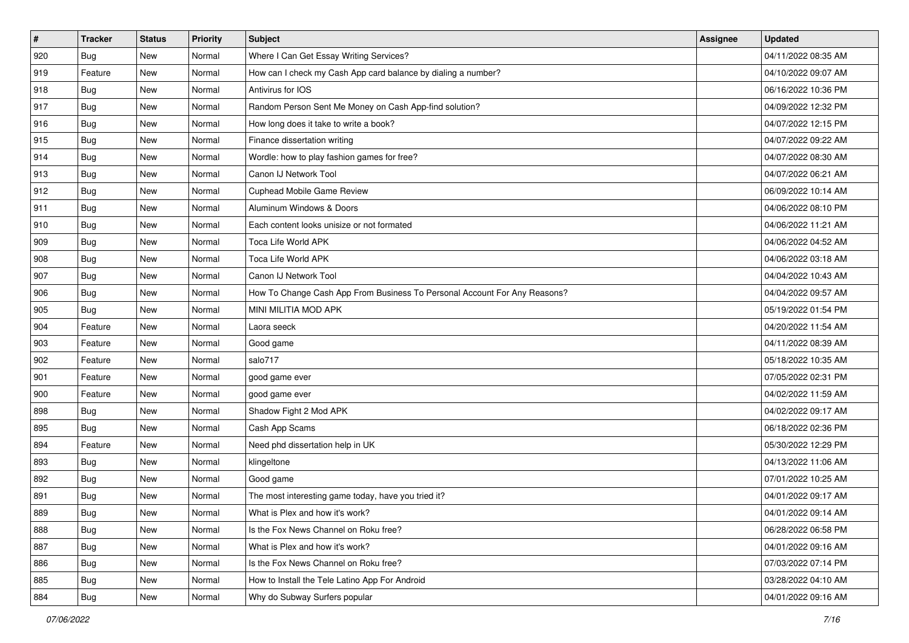| # | Tracker | Status | Priority | Subject | Assignee | Updated |
|---|---|---|---|---|---|---|
| 920 | Bug | New | Normal | Where I Can Get Essay Writing Services? | | 04/11/2022 08:35 AM |
| 919 | Feature | New | Normal | How can I check my Cash App card balance by dialing a number? | | 04/10/2022 09:07 AM |
| 918 | Bug | New | Normal | Antivirus for IOS | | 06/16/2022 10:36 PM |
| 917 | Bug | New | Normal | Random Person Sent Me Money on Cash App-find solution? | | 04/09/2022 12:32 PM |
| 916 | Bug | New | Normal | How long does it take to write a book? | | 04/07/2022 12:15 PM |
| 915 | Bug | New | Normal | Finance dissertation writing | | 04/07/2022 09:22 AM |
| 914 | Bug | New | Normal | Wordle: how to play fashion games for free? | | 04/07/2022 08:30 AM |
| 913 | Bug | New | Normal | Canon IJ Network Tool | | 04/07/2022 06:21 AM |
| 912 | Bug | New | Normal | Cuphead Mobile Game Review | | 06/09/2022 10:14 AM |
| 911 | Bug | New | Normal | Aluminum Windows & Doors | | 04/06/2022 08:10 PM |
| 910 | Bug | New | Normal | Each content looks unisize or not formated | | 04/06/2022 11:21 AM |
| 909 | Bug | New | Normal | Toca Life World APK | | 04/06/2022 04:52 AM |
| 908 | Bug | New | Normal | Toca Life World APK | | 04/06/2022 03:18 AM |
| 907 | Bug | New | Normal | Canon IJ Network Tool | | 04/04/2022 10:43 AM |
| 906 | Bug | New | Normal | How To Change Cash App From Business To Personal Account For Any Reasons? | | 04/04/2022 09:57 AM |
| 905 | Bug | New | Normal | MINI MILITIA MOD APK | | 05/19/2022 01:54 PM |
| 904 | Feature | New | Normal | Laora seeck | | 04/20/2022 11:54 AM |
| 903 | Feature | New | Normal | Good game | | 04/11/2022 08:39 AM |
| 902 | Feature | New | Normal | salo717 | | 05/18/2022 10:35 AM |
| 901 | Feature | New | Normal | good game ever | | 07/05/2022 02:31 PM |
| 900 | Feature | New | Normal | good game ever | | 04/02/2022 11:59 AM |
| 898 | Bug | New | Normal | Shadow Fight 2 Mod APK | | 04/02/2022 09:17 AM |
| 895 | Bug | New | Normal | Cash App Scams | | 06/18/2022 02:36 PM |
| 894 | Feature | New | Normal | Need phd dissertation help in UK | | 05/30/2022 12:29 PM |
| 893 | Bug | New | Normal | klingeltone | | 04/13/2022 11:06 AM |
| 892 | Bug | New | Normal | Good game | | 07/01/2022 10:25 AM |
| 891 | Bug | New | Normal | The most interesting game today, have you tried it? | | 04/01/2022 09:17 AM |
| 889 | Bug | New | Normal | What is Plex and how it's work? | | 04/01/2022 09:14 AM |
| 888 | Bug | New | Normal | Is the Fox News Channel on Roku free? | | 06/28/2022 06:58 PM |
| 887 | Bug | New | Normal | What is Plex and how it's work? | | 04/01/2022 09:16 AM |
| 886 | Bug | New | Normal | Is the Fox News Channel on Roku free? | | 07/03/2022 07:14 PM |
| 885 | Bug | New | Normal | How to Install the Tele Latino App For Android | | 03/28/2022 04:10 AM |
| 884 | Bug | New | Normal | Why do Subway Surfers popular | | 04/01/2022 09:16 AM |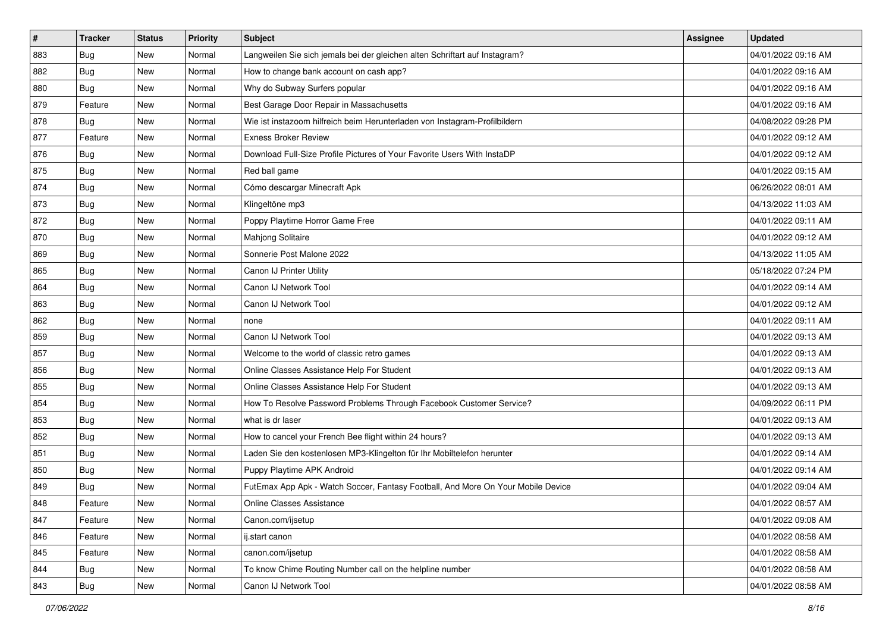| # | Tracker | Status | Priority | Subject | Assignee | Updated |
|---|---|---|---|---|---|---|
| 883 | Bug | New | Normal | Langweilen Sie sich jemals bei der gleichen alten Schriftart auf Instagram? | | 04/01/2022 09:16 AM |
| 882 | Bug | New | Normal | How to change bank account on cash app? | | 04/01/2022 09:16 AM |
| 880 | Bug | New | Normal | Why do Subway Surfers popular | | 04/01/2022 09:16 AM |
| 879 | Feature | New | Normal | Best Garage Door Repair in Massachusetts | | 04/01/2022 09:16 AM |
| 878 | Bug | New | Normal | Wie ist instazoom hilfreich beim Herunterladen von Instagram-Profilbildern | | 04/08/2022 09:28 PM |
| 877 | Feature | New | Normal | Exness Broker Review | | 04/01/2022 09:12 AM |
| 876 | Bug | New | Normal | Download Full-Size Profile Pictures of Your Favorite Users With InstaDP | | 04/01/2022 09:12 AM |
| 875 | Bug | New | Normal | Red ball game | | 04/01/2022 09:15 AM |
| 874 | Bug | New | Normal | Cómo descargar Minecraft Apk | | 06/26/2022 08:01 AM |
| 873 | Bug | New | Normal | Klingeltöne mp3 | | 04/13/2022 11:03 AM |
| 872 | Bug | New | Normal | Poppy Playtime Horror Game Free | | 04/01/2022 09:11 AM |
| 870 | Bug | New | Normal | Mahjong Solitaire | | 04/01/2022 09:12 AM |
| 869 | Bug | New | Normal | Sonnerie Post Malone 2022 | | 04/13/2022 11:05 AM |
| 865 | Bug | New | Normal | Canon IJ Printer Utility | | 05/18/2022 07:24 PM |
| 864 | Bug | New | Normal | Canon IJ Network Tool | | 04/01/2022 09:14 AM |
| 863 | Bug | New | Normal | Canon IJ Network Tool | | 04/01/2022 09:12 AM |
| 862 | Bug | New | Normal | none | | 04/01/2022 09:11 AM |
| 859 | Bug | New | Normal | Canon IJ Network Tool | | 04/01/2022 09:13 AM |
| 857 | Bug | New | Normal | Welcome to the world of classic retro games | | 04/01/2022 09:13 AM |
| 856 | Bug | New | Normal | Online Classes Assistance Help For Student | | 04/01/2022 09:13 AM |
| 855 | Bug | New | Normal | Online Classes Assistance Help For Student | | 04/01/2022 09:13 AM |
| 854 | Bug | New | Normal | How To Resolve Password Problems Through Facebook Customer Service? | | 04/09/2022 06:11 PM |
| 853 | Bug | New | Normal | what is dr laser | | 04/01/2022 09:13 AM |
| 852 | Bug | New | Normal | How to cancel your French Bee flight within 24 hours? | | 04/01/2022 09:13 AM |
| 851 | Bug | New | Normal | Laden Sie den kostenlosen MP3-Klingelton für Ihr Mobiltelefon herunter | | 04/01/2022 09:14 AM |
| 850 | Bug | New | Normal | Puppy Playtime APK Android | | 04/01/2022 09:14 AM |
| 849 | Bug | New | Normal | FutEmax App Apk - Watch Soccer, Fantasy Football, And More On Your Mobile Device | | 04/01/2022 09:04 AM |
| 848 | Feature | New | Normal | Online Classes Assistance | | 04/01/2022 08:57 AM |
| 847 | Feature | New | Normal | Canon.com/ijsetup | | 04/01/2022 09:08 AM |
| 846 | Feature | New | Normal | ij.start canon | | 04/01/2022 08:58 AM |
| 845 | Feature | New | Normal | canon.com/ijsetup | | 04/01/2022 08:58 AM |
| 844 | Bug | New | Normal | To know Chime Routing Number call on the helpline number | | 04/01/2022 08:58 AM |
| 843 | Bug | New | Normal | Canon IJ Network Tool | | 04/01/2022 08:58 AM |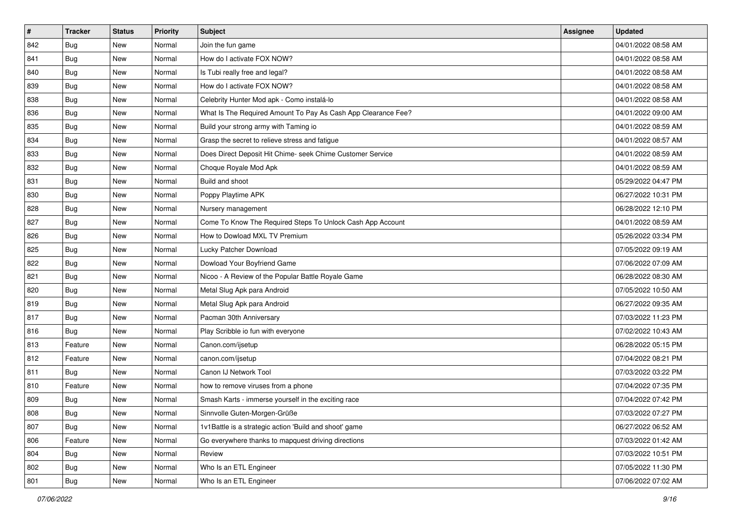| # | Tracker | Status | Priority | Subject | Assignee | Updated |
|---|---|---|---|---|---|---|
| 842 | Bug | New | Normal | Join the fun game | | 04/01/2022 08:58 AM |
| 841 | Bug | New | Normal | How do I activate FOX NOW? | | 04/01/2022 08:58 AM |
| 840 | Bug | New | Normal | Is Tubi really free and legal? | | 04/01/2022 08:58 AM |
| 839 | Bug | New | Normal | How do I activate FOX NOW? | | 04/01/2022 08:58 AM |
| 838 | Bug | New | Normal | Celebrity Hunter Mod apk - Como instalá-lo | | 04/01/2022 08:58 AM |
| 836 | Bug | New | Normal | What Is The Required Amount To Pay As Cash App Clearance Fee? | | 04/01/2022 09:00 AM |
| 835 | Bug | New | Normal | Build your strong army with Taming io | | 04/01/2022 08:59 AM |
| 834 | Bug | New | Normal | Grasp the secret to relieve stress and fatigue | | 04/01/2022 08:57 AM |
| 833 | Bug | New | Normal | Does Direct Deposit Hit Chime- seek Chime Customer Service | | 04/01/2022 08:59 AM |
| 832 | Bug | New | Normal | Choque Royale Mod Apk | | 04/01/2022 08:59 AM |
| 831 | Bug | New | Normal | Build and shoot | | 05/29/2022 04:47 PM |
| 830 | Bug | New | Normal | Poppy Playtime APK | | 06/27/2022 10:31 PM |
| 828 | Bug | New | Normal | Nursery management | | 06/28/2022 12:10 PM |
| 827 | Bug | New | Normal | Come To Know The Required Steps To Unlock Cash App Account | | 04/01/2022 08:59 AM |
| 826 | Bug | New | Normal | How to Dowload MXL TV Premium | | 05/26/2022 03:34 PM |
| 825 | Bug | New | Normal | Lucky Patcher Download | | 07/05/2022 09:19 AM |
| 822 | Bug | New | Normal | Dowload Your Boyfriend Game | | 07/06/2022 07:09 AM |
| 821 | Bug | New | Normal | Nicoo - A Review of the Popular Battle Royale Game | | 06/28/2022 08:30 AM |
| 820 | Bug | New | Normal | Metal Slug Apk para Android | | 07/05/2022 10:50 AM |
| 819 | Bug | New | Normal | Metal Slug Apk para Android | | 06/27/2022 09:35 AM |
| 817 | Bug | New | Normal | Pacman 30th Anniversary | | 07/03/2022 11:23 PM |
| 816 | Bug | New | Normal | Play Scribble io fun with everyone | | 07/02/2022 10:43 AM |
| 813 | Feature | New | Normal | Canon.com/ijsetup | | 06/28/2022 05:15 PM |
| 812 | Feature | New | Normal | canon.com/ijsetup | | 07/04/2022 08:21 PM |
| 811 | Bug | New | Normal | Canon IJ Network Tool | | 07/03/2022 03:22 PM |
| 810 | Feature | New | Normal | how to remove viruses from a phone | | 07/04/2022 07:35 PM |
| 809 | Bug | New | Normal | Smash Karts - immerse yourself in the exciting race | | 07/04/2022 07:42 PM |
| 808 | Bug | New | Normal | Sinnvolle Guten-Morgen-Grüße | | 07/03/2022 07:27 PM |
| 807 | Bug | New | Normal | 1v1Battle is a strategic action 'Build and shoot' game | | 06/27/2022 06:52 AM |
| 806 | Feature | New | Normal | Go everywhere thanks to mapquest driving directions | | 07/03/2022 01:42 AM |
| 804 | Bug | New | Normal | Review | | 07/03/2022 10:51 PM |
| 802 | Bug | New | Normal | Who Is an ETL Engineer | | 07/05/2022 11:30 PM |
| 801 | Bug | New | Normal | Who Is an ETL Engineer | | 07/06/2022 07:02 AM |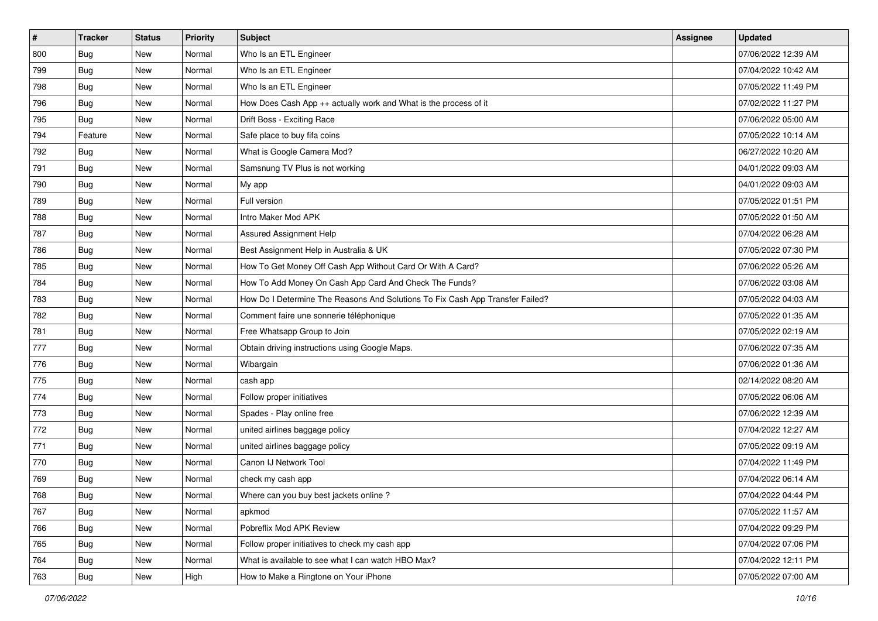| # | Tracker | Status | Priority | Subject | Assignee | Updated |
|---|---|---|---|---|---|---|
| 800 | Bug | New | Normal | Who Is an ETL Engineer | | 07/06/2022 12:39 AM |
| 799 | Bug | New | Normal | Who Is an ETL Engineer | | 07/04/2022 10:42 AM |
| 798 | Bug | New | Normal | Who Is an ETL Engineer | | 07/05/2022 11:49 PM |
| 796 | Bug | New | Normal | How Does Cash App ++ actually work and What is the process of it | | 07/02/2022 11:27 PM |
| 795 | Bug | New | Normal | Drift Boss - Exciting Race | | 07/06/2022 05:00 AM |
| 794 | Feature | New | Normal | Safe place to buy fifa coins | | 07/05/2022 10:14 AM |
| 792 | Bug | New | Normal | What is Google Camera Mod? | | 06/27/2022 10:20 AM |
| 791 | Bug | New | Normal | Samsnung TV Plus is not working | | 04/01/2022 09:03 AM |
| 790 | Bug | New | Normal | My app | | 04/01/2022 09:03 AM |
| 789 | Bug | New | Normal | Full version | | 07/05/2022 01:51 PM |
| 788 | Bug | New | Normal | Intro Maker Mod APK | | 07/05/2022 01:50 AM |
| 787 | Bug | New | Normal | Assured Assignment Help | | 07/04/2022 06:28 AM |
| 786 | Bug | New | Normal | Best Assignment Help in Australia & UK | | 07/05/2022 07:30 PM |
| 785 | Bug | New | Normal | How To Get Money Off Cash App Without Card Or With A Card? | | 07/06/2022 05:26 AM |
| 784 | Bug | New | Normal | How To Add Money On Cash App Card And Check The Funds? | | 07/06/2022 03:08 AM |
| 783 | Bug | New | Normal | How Do I Determine The Reasons And Solutions To Fix Cash App Transfer Failed? | | 07/05/2022 04:03 AM |
| 782 | Bug | New | Normal | Comment faire une sonnerie téléphonique | | 07/05/2022 01:35 AM |
| 781 | Bug | New | Normal | Free Whatsapp Group to Join | | 07/05/2022 02:19 AM |
| 777 | Bug | New | Normal | Obtain driving instructions using Google Maps. | | 07/06/2022 07:35 AM |
| 776 | Bug | New | Normal | Wibargain | | 07/06/2022 01:36 AM |
| 775 | Bug | New | Normal | cash app | | 02/14/2022 08:20 AM |
| 774 | Bug | New | Normal | Follow proper initiatives | | 07/05/2022 06:06 AM |
| 773 | Bug | New | Normal | Spades - Play online free | | 07/06/2022 12:39 AM |
| 772 | Bug | New | Normal | united airlines baggage policy | | 07/04/2022 12:27 AM |
| 771 | Bug | New | Normal | united airlines baggage policy | | 07/05/2022 09:19 AM |
| 770 | Bug | New | Normal | Canon IJ Network Tool | | 07/04/2022 11:49 PM |
| 769 | Bug | New | Normal | check my cash app | | 07/04/2022 06:14 AM |
| 768 | Bug | New | Normal | Where can you buy best jackets online ? | | 07/04/2022 04:44 PM |
| 767 | Bug | New | Normal | apkmod | | 07/05/2022 11:57 AM |
| 766 | Bug | New | Normal | Pobreflix Mod APK Review | | 07/04/2022 09:29 PM |
| 765 | Bug | New | Normal | Follow proper initiatives to check my cash app | | 07/04/2022 07:06 PM |
| 764 | Bug | New | Normal | What is available to see what I can watch HBO Max? | | 07/04/2022 12:11 PM |
| 763 | Bug | New | High | How to Make a Ringtone on Your iPhone | | 07/05/2022 07:00 AM |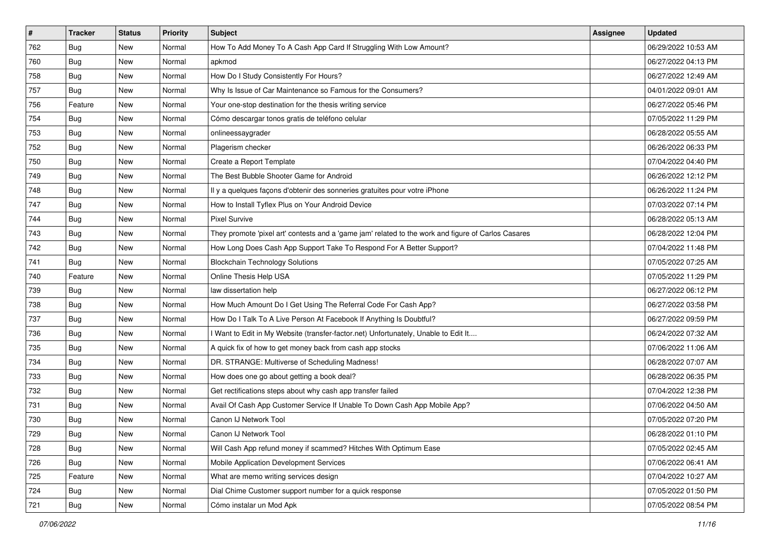| # | Tracker | Status | Priority | Subject | Assignee | Updated |
|---|---|---|---|---|---|---|
| 762 | Bug | New | Normal | How To Add Money To A Cash App Card If Struggling With Low Amount? | | 06/29/2022 10:53 AM |
| 760 | Bug | New | Normal | apkmod | | 06/27/2022 04:13 PM |
| 758 | Bug | New | Normal | How Do I Study Consistently For Hours? | | 06/27/2022 12:49 AM |
| 757 | Bug | New | Normal | Why Is Issue of Car Maintenance so Famous for the Consumers? | | 04/01/2022 09:01 AM |
| 756 | Feature | New | Normal | Your one-stop destination for the thesis writing service | | 06/27/2022 05:46 PM |
| 754 | Bug | New | Normal | Cómo descargar tonos gratis de teléfono celular | | 07/05/2022 11:29 PM |
| 753 | Bug | New | Normal | onlineessaygrader | | 06/28/2022 05:55 AM |
| 752 | Bug | New | Normal | Plagerism checker | | 06/26/2022 06:33 PM |
| 750 | Bug | New | Normal | Create a Report Template | | 07/04/2022 04:40 PM |
| 749 | Bug | New | Normal | The Best Bubble Shooter Game for Android | | 06/26/2022 12:12 PM |
| 748 | Bug | New | Normal | Il y a quelques façons d'obtenir des sonneries gratuites pour votre iPhone | | 06/26/2022 11:24 PM |
| 747 | Bug | New | Normal | How to Install Tyflex Plus on Your Android Device | | 07/03/2022 07:14 PM |
| 744 | Bug | New | Normal | Pixel Survive | | 06/28/2022 05:13 AM |
| 743 | Bug | New | Normal | They promote 'pixel art' contests and a 'game jam' related to the work and figure of Carlos Casares | | 06/28/2022 12:04 PM |
| 742 | Bug | New | Normal | How Long Does Cash App Support Take To Respond For A Better Support? | | 07/04/2022 11:48 PM |
| 741 | Bug | New | Normal | Blockchain Technology Solutions | | 07/05/2022 07:25 AM |
| 740 | Feature | New | Normal | Online Thesis Help USA | | 07/05/2022 11:29 PM |
| 739 | Bug | New | Normal | law dissertation help | | 06/27/2022 06:12 PM |
| 738 | Bug | New | Normal | How Much Amount Do I Get Using The Referral Code For Cash App? | | 06/27/2022 03:58 PM |
| 737 | Bug | New | Normal | How Do I Talk To A Live Person At Facebook If Anything Is Doubtful? | | 06/27/2022 09:59 PM |
| 736 | Bug | New | Normal | I Want to Edit in My Website (transfer-factor.net) Unfortunately, Unable to Edit It.... | | 06/24/2022 07:32 AM |
| 735 | Bug | New | Normal | A quick fix of how to get money back from cash app stocks | | 07/06/2022 11:06 AM |
| 734 | Bug | New | Normal | DR. STRANGE: Multiverse of Scheduling Madness! | | 06/28/2022 07:07 AM |
| 733 | Bug | New | Normal | How does one go about getting a book deal? | | 06/28/2022 06:35 PM |
| 732 | Bug | New | Normal | Get rectifications steps about why cash app transfer failed | | 07/04/2022 12:38 PM |
| 731 | Bug | New | Normal | Avail Of Cash App Customer Service If Unable To Down Cash App Mobile App? | | 07/06/2022 04:50 AM |
| 730 | Bug | New | Normal | Canon IJ Network Tool | | 07/05/2022 07:20 PM |
| 729 | Bug | New | Normal | Canon IJ Network Tool | | 06/28/2022 01:10 PM |
| 728 | Bug | New | Normal | Will Cash App refund money if scammed? Hitches With Optimum Ease | | 07/05/2022 02:45 AM |
| 726 | Bug | New | Normal | Mobile Application Development Services | | 07/06/2022 06:41 AM |
| 725 | Feature | New | Normal | What are memo writing services design | | 07/04/2022 10:27 AM |
| 724 | Bug | New | Normal | Dial Chime Customer support number for a quick response | | 07/05/2022 01:50 PM |
| 721 | Bug | New | Normal | Cómo instalar un Mod Apk | | 07/05/2022 08:54 PM |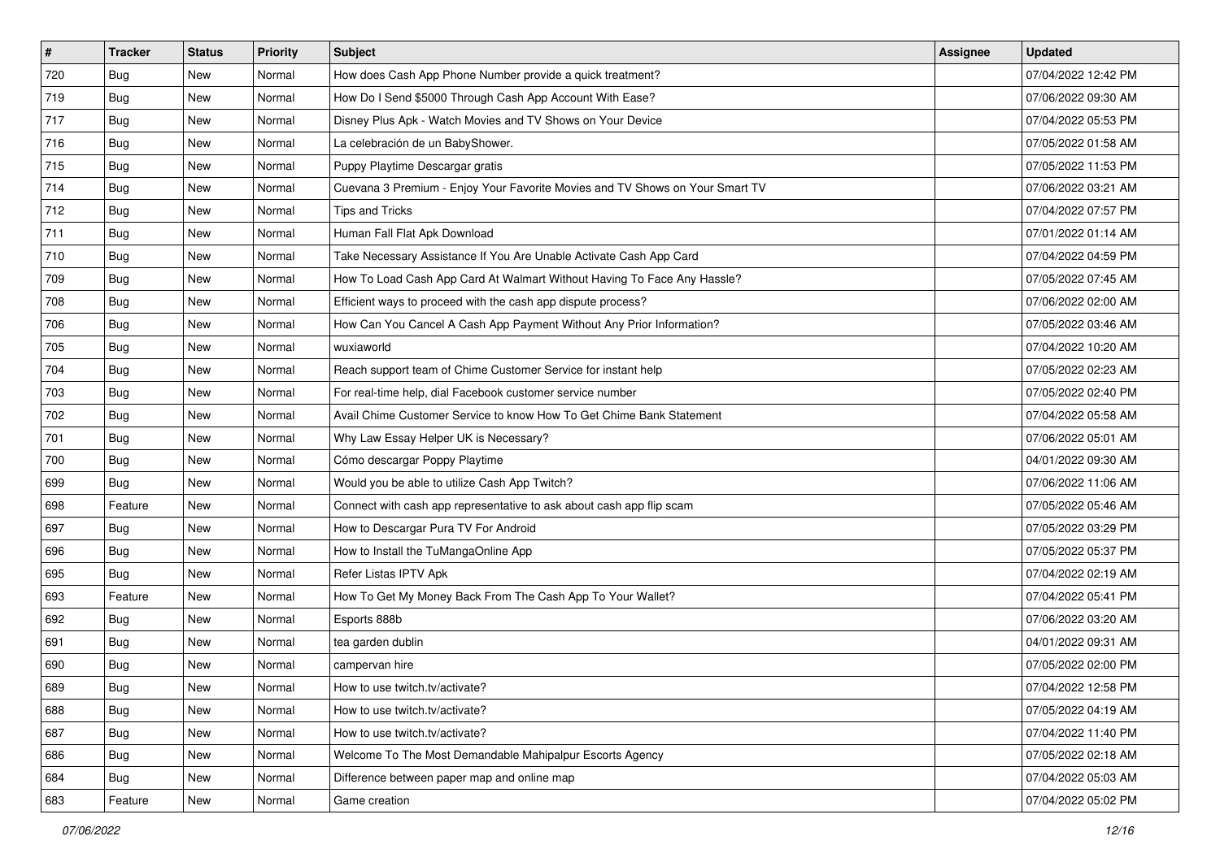| # | Tracker | Status | Priority | Subject | Assignee | Updated |
|---|---|---|---|---|---|---|
| 720 | Bug | New | Normal | How does Cash App Phone Number provide a quick treatment? | | 07/04/2022 12:42 PM |
| 719 | Bug | New | Normal | How Do I Send $5000 Through Cash App Account With Ease? | | 07/06/2022 09:30 AM |
| 717 | Bug | New | Normal | Disney Plus Apk - Watch Movies and TV Shows on Your Device | | 07/04/2022 05:53 PM |
| 716 | Bug | New | Normal | La celebración de un BabyShower. | | 07/05/2022 01:58 AM |
| 715 | Bug | New | Normal | Puppy Playtime Descargar gratis | | 07/05/2022 11:53 PM |
| 714 | Bug | New | Normal | Cuevana 3 Premium - Enjoy Your Favorite Movies and TV Shows on Your Smart TV | | 07/06/2022 03:21 AM |
| 712 | Bug | New | Normal | Tips and Tricks | | 07/04/2022 07:57 PM |
| 711 | Bug | New | Normal | Human Fall Flat Apk Download | | 07/01/2022 01:14 AM |
| 710 | Bug | New | Normal | Take Necessary Assistance If You Are Unable Activate Cash App Card | | 07/04/2022 04:59 PM |
| 709 | Bug | New | Normal | How To Load Cash App Card At Walmart Without Having To Face Any Hassle? | | 07/05/2022 07:45 AM |
| 708 | Bug | New | Normal | Efficient ways to proceed with the cash app dispute process? | | 07/06/2022 02:00 AM |
| 706 | Bug | New | Normal | How Can You Cancel A Cash App Payment Without Any Prior Information? | | 07/05/2022 03:46 AM |
| 705 | Bug | New | Normal | wuxiaworld | | 07/04/2022 10:20 AM |
| 704 | Bug | New | Normal | Reach support team of Chime Customer Service for instant help | | 07/05/2022 02:23 AM |
| 703 | Bug | New | Normal | For real-time help, dial Facebook customer service number | | 07/05/2022 02:40 PM |
| 702 | Bug | New | Normal | Avail Chime Customer Service to know How To Get Chime Bank Statement | | 07/04/2022 05:58 AM |
| 701 | Bug | New | Normal | Why Law Essay Helper UK is Necessary? | | 07/06/2022 05:01 AM |
| 700 | Bug | New | Normal | Cómo descargar Poppy Playtime | | 04/01/2022 09:30 AM |
| 699 | Bug | New | Normal | Would you be able to utilize Cash App Twitch? | | 07/06/2022 11:06 AM |
| 698 | Feature | New | Normal | Connect with cash app representative to ask about cash app flip scam | | 07/05/2022 05:46 AM |
| 697 | Bug | New | Normal | How to Descargar Pura TV For Android | | 07/05/2022 03:29 PM |
| 696 | Bug | New | Normal | How to Install the TuMangaOnline App | | 07/05/2022 05:37 PM |
| 695 | Bug | New | Normal | Refer Listas IPTV Apk | | 07/04/2022 02:19 AM |
| 693 | Feature | New | Normal | How To Get My Money Back From The Cash App To Your Wallet? | | 07/04/2022 05:41 PM |
| 692 | Bug | New | Normal | Esports 888b | | 07/06/2022 03:20 AM |
| 691 | Bug | New | Normal | tea garden dublin | | 04/01/2022 09:31 AM |
| 690 | Bug | New | Normal | campervan hire | | 07/05/2022 02:00 PM |
| 689 | Bug | New | Normal | How to use twitch.tv/activate? | | 07/04/2022 12:58 PM |
| 688 | Bug | New | Normal | How to use twitch.tv/activate? | | 07/05/2022 04:19 AM |
| 687 | Bug | New | Normal | How to use twitch.tv/activate? | | 07/04/2022 11:40 PM |
| 686 | Bug | New | Normal | Welcome To The Most Demandable Mahipalpur Escorts Agency | | 07/05/2022 02:18 AM |
| 684 | Bug | New | Normal | Difference between paper map and online map | | 07/04/2022 05:03 AM |
| 683 | Feature | New | Normal | Game creation | | 07/04/2022 05:02 PM |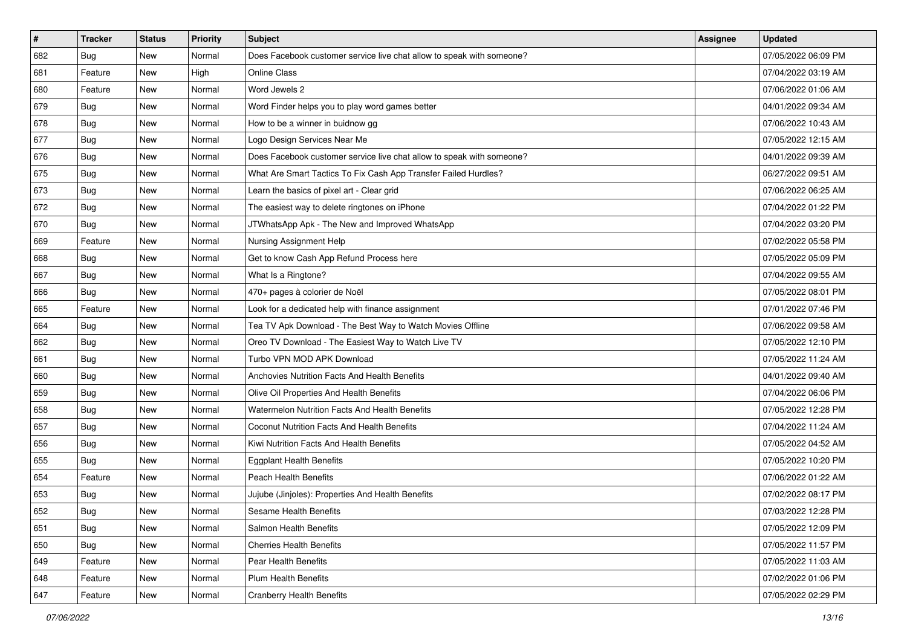| # | Tracker | Status | Priority | Subject | Assignee | Updated |
|---|---|---|---|---|---|---|
| 682 | Bug | New | Normal | Does Facebook customer service live chat allow to speak with someone? | | 07/05/2022 06:09 PM |
| 681 | Feature | New | High | Online Class | | 07/04/2022 03:19 AM |
| 680 | Feature | New | Normal | Word Jewels 2 | | 07/06/2022 01:06 AM |
| 679 | Bug | New | Normal | Word Finder helps you to play word games better | | 04/01/2022 09:34 AM |
| 678 | Bug | New | Normal | How to be a winner in buidnow gg | | 07/06/2022 10:43 AM |
| 677 | Bug | New | Normal | Logo Design Services Near Me | | 07/05/2022 12:15 AM |
| 676 | Bug | New | Normal | Does Facebook customer service live chat allow to speak with someone? | | 04/01/2022 09:39 AM |
| 675 | Bug | New | Normal | What Are Smart Tactics To Fix Cash App Transfer Failed Hurdles? | | 06/27/2022 09:51 AM |
| 673 | Bug | New | Normal | Learn the basics of pixel art - Clear grid | | 07/06/2022 06:25 AM |
| 672 | Bug | New | Normal | The easiest way to delete ringtones on iPhone | | 07/04/2022 01:22 PM |
| 670 | Bug | New | Normal | JTWhatsApp Apk - The New and Improved WhatsApp | | 07/04/2022 03:20 PM |
| 669 | Feature | New | Normal | Nursing Assignment Help | | 07/02/2022 05:58 PM |
| 668 | Bug | New | Normal | Get to know Cash App Refund Process here | | 07/05/2022 05:09 PM |
| 667 | Bug | New | Normal | What Is a Ringtone? | | 07/04/2022 09:55 AM |
| 666 | Bug | New | Normal | 470+ pages à colorier de Noël | | 07/05/2022 08:01 PM |
| 665 | Feature | New | Normal | Look for a dedicated help with finance assignment | | 07/01/2022 07:46 PM |
| 664 | Bug | New | Normal | Tea TV Apk Download - The Best Way to Watch Movies Offline | | 07/06/2022 09:58 AM |
| 662 | Bug | New | Normal | Oreo TV Download - The Easiest Way to Watch Live TV | | 07/05/2022 12:10 PM |
| 661 | Bug | New | Normal | Turbo VPN MOD APK Download | | 07/05/2022 11:24 AM |
| 660 | Bug | New | Normal | Anchovies Nutrition Facts And Health Benefits | | 04/01/2022 09:40 AM |
| 659 | Bug | New | Normal | Olive Oil Properties And Health Benefits | | 07/04/2022 06:06 PM |
| 658 | Bug | New | Normal | Watermelon Nutrition Facts And Health Benefits | | 07/05/2022 12:28 PM |
| 657 | Bug | New | Normal | Coconut Nutrition Facts And Health Benefits | | 07/04/2022 11:24 AM |
| 656 | Bug | New | Normal | Kiwi Nutrition Facts And Health Benefits | | 07/05/2022 04:52 AM |
| 655 | Bug | New | Normal | Eggplant Health Benefits | | 07/05/2022 10:20 PM |
| 654 | Feature | New | Normal | Peach Health Benefits | | 07/06/2022 01:22 AM |
| 653 | Bug | New | Normal | Jujube (Jinjoles): Properties And Health Benefits | | 07/02/2022 08:17 PM |
| 652 | Bug | New | Normal | Sesame Health Benefits | | 07/03/2022 12:28 PM |
| 651 | Bug | New | Normal | Salmon Health Benefits | | 07/05/2022 12:09 PM |
| 650 | Bug | New | Normal | Cherries Health Benefits | | 07/05/2022 11:57 PM |
| 649 | Feature | New | Normal | Pear Health Benefits | | 07/05/2022 11:03 AM |
| 648 | Feature | New | Normal | Plum Health Benefits | | 07/02/2022 01:06 PM |
| 647 | Feature | New | Normal | Cranberry Health Benefits | | 07/05/2022 02:29 PM |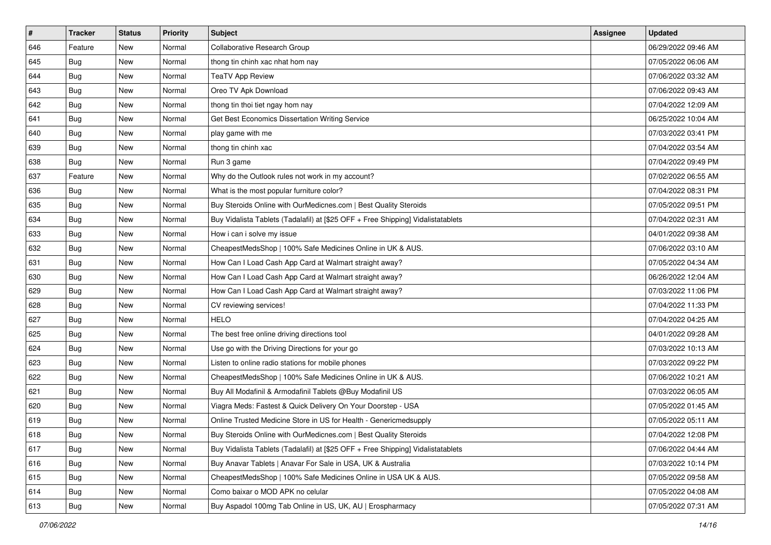| # | Tracker | Status | Priority | Subject | Assignee | Updated |
|---|---|---|---|---|---|---|
| 646 | Feature | New | Normal | Collaborative Research Group | | 06/29/2022 09:46 AM |
| 645 | Bug | New | Normal | thong tin chinh xac nhat hom nay | | 07/05/2022 06:06 AM |
| 644 | Bug | New | Normal | TeaTV App Review | | 07/06/2022 03:32 AM |
| 643 | Bug | New | Normal | Oreo TV Apk Download | | 07/06/2022 09:43 AM |
| 642 | Bug | New | Normal | thong tin thoi tiet ngay hom nay | | 07/04/2022 12:09 AM |
| 641 | Bug | New | Normal | Get Best Economics Dissertation Writing Service | | 06/25/2022 10:04 AM |
| 640 | Bug | New | Normal | play game with me | | 07/03/2022 03:41 PM |
| 639 | Bug | New | Normal | thong tin chinh xac | | 07/04/2022 03:54 AM |
| 638 | Bug | New | Normal | Run 3 game | | 07/04/2022 09:49 PM |
| 637 | Feature | New | Normal | Why do the Outlook rules not work in my account? | | 07/02/2022 06:55 AM |
| 636 | Bug | New | Normal | What is the most popular furniture color? | | 07/04/2022 08:31 PM |
| 635 | Bug | New | Normal | Buy Steroids Online with OurMedicnes.com \| Best Quality Steroids | | 07/05/2022 09:51 PM |
| 634 | Bug | New | Normal | Buy Vidalista Tablets (Tadalafil) at [$25 OFF + Free Shipping] Vidalistatablets | | 07/04/2022 02:31 AM |
| 633 | Bug | New | Normal | How i can i solve my issue | | 04/01/2022 09:38 AM |
| 632 | Bug | New | Normal | CheapestMedsShop \| 100% Safe Medicines Online in UK & AUS. | | 07/06/2022 03:10 AM |
| 631 | Bug | New | Normal | How Can I Load Cash App Card at Walmart straight away? | | 07/05/2022 04:34 AM |
| 630 | Bug | New | Normal | How Can I Load Cash App Card at Walmart straight away? | | 06/26/2022 12:04 AM |
| 629 | Bug | New | Normal | How Can I Load Cash App Card at Walmart straight away? | | 07/03/2022 11:06 PM |
| 628 | Bug | New | Normal | CV reviewing services! | | 07/04/2022 11:33 PM |
| 627 | Bug | New | Normal | HELO | | 07/04/2022 04:25 AM |
| 625 | Bug | New | Normal | The best free online driving directions tool | | 04/01/2022 09:28 AM |
| 624 | Bug | New | Normal | Use go with the Driving Directions for your go | | 07/03/2022 10:13 AM |
| 623 | Bug | New | Normal | Listen to online radio stations for mobile phones | | 07/03/2022 09:22 PM |
| 622 | Bug | New | Normal | CheapestMedsShop \| 100% Safe Medicines Online in UK & AUS. | | 07/06/2022 10:21 AM |
| 621 | Bug | New | Normal | Buy All Modafinil & Armodafinil Tablets @Buy Modafinil US | | 07/03/2022 06:05 AM |
| 620 | Bug | New | Normal | Viagra Meds: Fastest & Quick Delivery On Your Doorstep - USA | | 07/05/2022 01:45 AM |
| 619 | Bug | New | Normal | Online Trusted Medicine Store in US for Health - Genericmedsupply | | 07/05/2022 05:11 AM |
| 618 | Bug | New | Normal | Buy Steroids Online with OurMedicnes.com \| Best Quality Steroids | | 07/04/2022 12:08 PM |
| 617 | Bug | New | Normal | Buy Vidalista Tablets (Tadalafil) at [$25 OFF + Free Shipping] Vidalistatablets | | 07/06/2022 04:44 AM |
| 616 | Bug | New | Normal | Buy Anavar Tablets \| Anavar For Sale in USA, UK & Australia | | 07/03/2022 10:14 PM |
| 615 | Bug | New | Normal | CheapestMedsShop \| 100% Safe Medicines Online in USA UK & AUS. | | 07/05/2022 09:58 AM |
| 614 | Bug | New | Normal | Como baixar o MOD APK no celular | | 07/05/2022 04:08 AM |
| 613 | Bug | New | Normal | Buy Aspadol 100mg Tab Online in US, UK, AU \| Erospharmacy | | 07/05/2022 07:31 AM |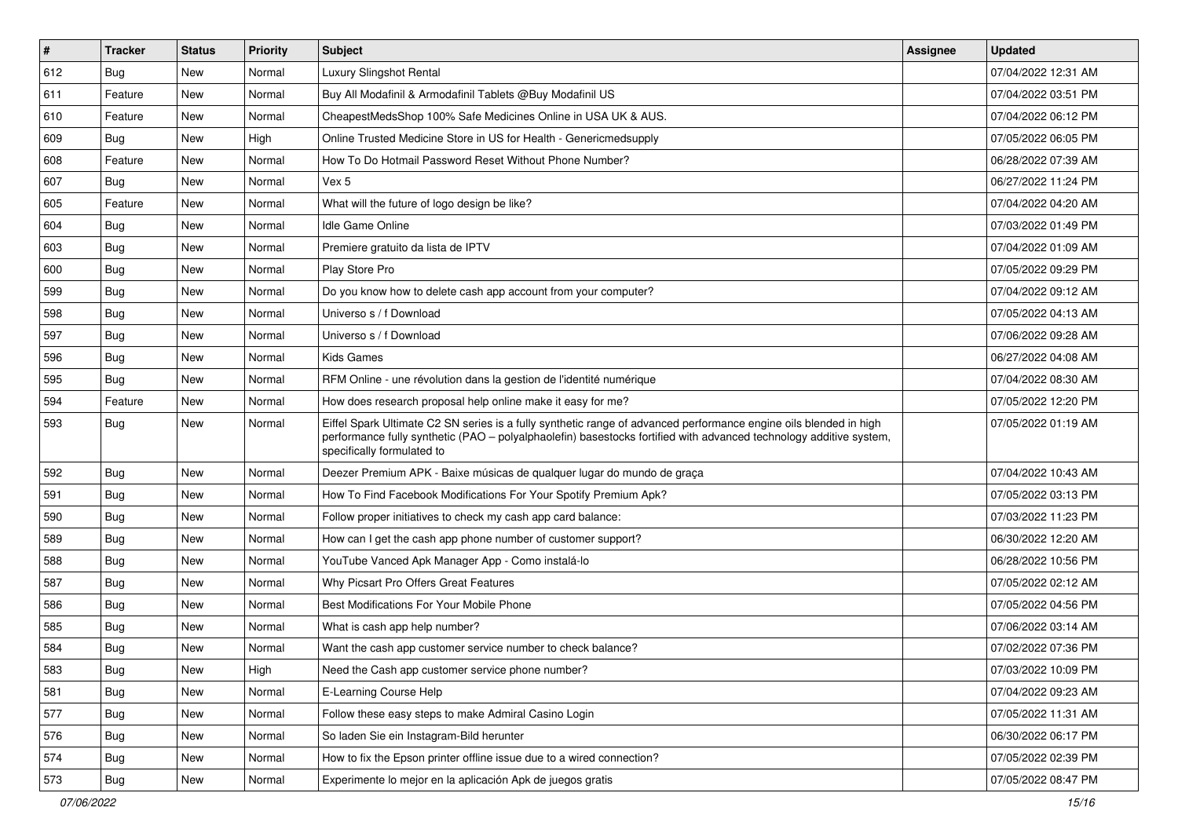| # | Tracker | Status | Priority | Subject | Assignee | Updated |
|---|---|---|---|---|---|---|
| 612 | Bug | New | Normal | Luxury Slingshot Rental | | 07/04/2022 12:31 AM |
| 611 | Feature | New | Normal | Buy All Modafinil & Armodafinil Tablets @Buy Modafinil US | | 07/04/2022 03:51 PM |
| 610 | Feature | New | Normal | CheapestMedsShop 100% Safe Medicines Online in USA UK & AUS. | | 07/04/2022 06:12 PM |
| 609 | Bug | New | High | Online Trusted Medicine Store in US for Health - Genericmedsupply | | 07/05/2022 06:05 PM |
| 608 | Feature | New | Normal | How To Do Hotmail Password Reset Without Phone Number? | | 06/28/2022 07:39 AM |
| 607 | Bug | New | Normal | Vex 5 | | 06/27/2022 11:24 PM |
| 605 | Feature | New | Normal | What will the future of logo design be like? | | 07/04/2022 04:20 AM |
| 604 | Bug | New | Normal | Idle Game Online | | 07/03/2022 01:49 PM |
| 603 | Bug | New | Normal | Premiere gratuito da lista de IPTV | | 07/04/2022 01:09 AM |
| 600 | Bug | New | Normal | Play Store Pro | | 07/05/2022 09:29 PM |
| 599 | Bug | New | Normal | Do you know how to delete cash app account from your computer? | | 07/04/2022 09:12 AM |
| 598 | Bug | New | Normal | Universo s / f Download | | 07/05/2022 04:13 AM |
| 597 | Bug | New | Normal | Universo s / f Download | | 07/06/2022 09:28 AM |
| 596 | Bug | New | Normal | Kids Games | | 06/27/2022 04:08 AM |
| 595 | Bug | New | Normal | RFM Online - une révolution dans la gestion de l'identité numérique | | 07/04/2022 08:30 AM |
| 594 | Feature | New | Normal | How does research proposal help online make it easy for me? | | 07/05/2022 12:20 PM |
| 593 | Bug | New | Normal | Eiffel Spark Ultimate C2 SN series is a fully synthetic range of advanced performance engine oils blended in high performance fully synthetic (PAO – polyalphaolefin) basestocks fortified with advanced technology additive system, specifically formulated to | | 07/05/2022 01:19 AM |
| 592 | Bug | New | Normal | Deezer Premium APK - Baixe músicas de qualquer lugar do mundo de graça | | 07/04/2022 10:43 AM |
| 591 | Bug | New | Normal | How To Find Facebook Modifications For Your Spotify Premium Apk? | | 07/05/2022 03:13 PM |
| 590 | Bug | New | Normal | Follow proper initiatives to check my cash app card balance: | | 07/03/2022 11:23 PM |
| 589 | Bug | New | Normal | How can I get the cash app phone number of customer support? | | 06/30/2022 12:20 AM |
| 588 | Bug | New | Normal | YouTube Vanced Apk Manager App - Como instalá-lo | | 06/28/2022 10:56 PM |
| 587 | Bug | New | Normal | Why Picsart Pro Offers Great Features | | 07/05/2022 02:12 AM |
| 586 | Bug | New | Normal | Best Modifications For Your Mobile Phone | | 07/05/2022 04:56 PM |
| 585 | Bug | New | Normal | What is cash app help number? | | 07/06/2022 03:14 AM |
| 584 | Bug | New | Normal | Want the cash app customer service number to check balance? | | 07/02/2022 07:36 PM |
| 583 | Bug | New | High | Need the Cash app customer service phone number? | | 07/03/2022 10:09 PM |
| 581 | Bug | New | Normal | E-Learning Course Help | | 07/04/2022 09:23 AM |
| 577 | Bug | New | Normal | Follow these easy steps to make Admiral Casino Login | | 07/05/2022 11:31 AM |
| 576 | Bug | New | Normal | So laden Sie ein Instagram-Bild herunter | | 06/30/2022 06:17 PM |
| 574 | Bug | New | Normal | How to fix the Epson printer offline issue due to a wired connection? | | 07/05/2022 02:39 PM |
| 573 | Bug | New | Normal | Experimente lo mejor en la aplicación Apk de juegos gratis | | 07/05/2022 08:47 PM |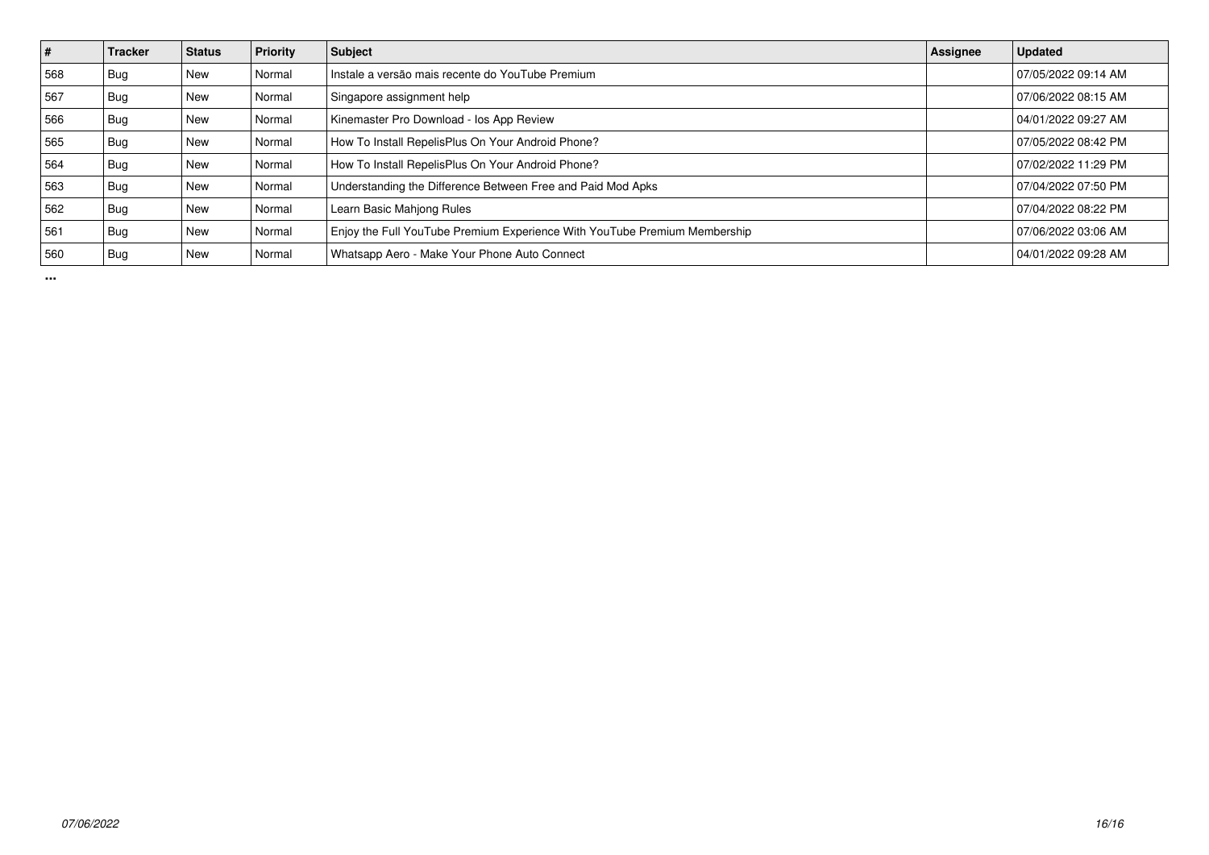| # | Tracker | Status | Priority | Subject | Assignee | Updated |
| --- | --- | --- | --- | --- | --- | --- |
| 568 | Bug | New | Normal | Instale a versão mais recente do YouTube Premium | | 07/05/2022 09:14 AM |
| 567 | Bug | New | Normal | Singapore assignment help | | 07/06/2022 08:15 AM |
| 566 | Bug | New | Normal | Kinemaster Pro Download - Ios App Review | | 04/01/2022 09:27 AM |
| 565 | Bug | New | Normal | How To Install RepelisPlus On Your Android Phone? | | 07/05/2022 08:42 PM |
| 564 | Bug | New | Normal | How To Install RepelisPlus On Your Android Phone? | | 07/02/2022 11:29 PM |
| 563 | Bug | New | Normal | Understanding the Difference Between Free and Paid Mod Apks | | 07/04/2022 07:50 PM |
| 562 | Bug | New | Normal | Learn Basic Mahjong Rules | | 07/04/2022 08:22 PM |
| 561 | Bug | New | Normal | Enjoy the Full YouTube Premium Experience With YouTube Premium Membership | | 07/06/2022 03:06 AM |
| 560 | Bug | New | Normal | Whatsapp Aero - Make Your Phone Auto Connect | | 04/01/2022 09:28 AM |

...